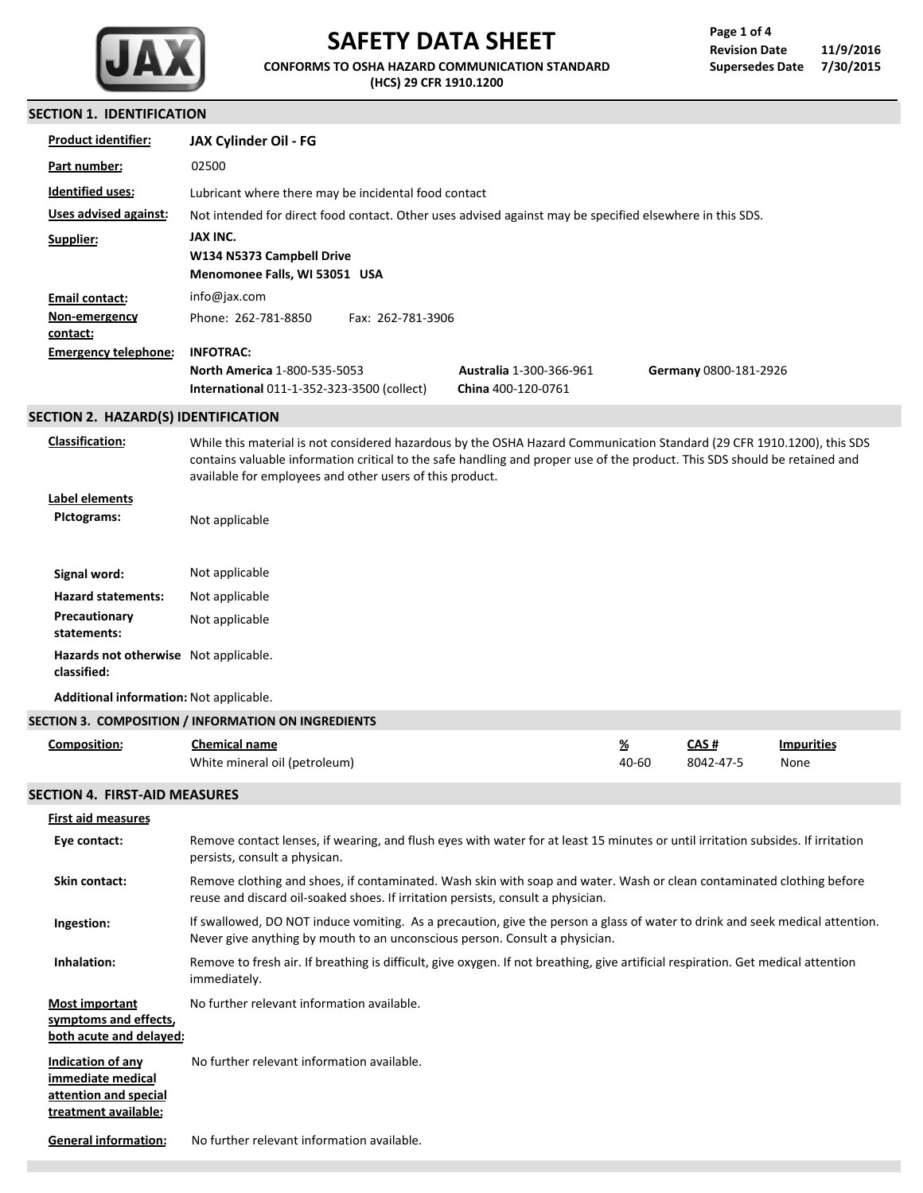# SAFETY DATA SHEET

**CONFORMS TO OSHA HAZARD COMMUNICATION STANDARD (HCS) 29 CFR 1910.1200**

**Revision Date** 11/9/2016
**Supersedes Date** 7/30/2015

## SECTION 1. IDENTIFICATION

**Product identifier:** **JAX Cylinder Oil - FG**

**Part number:** 02500

**Identified uses:** Lubricant where there may be incidental food contact

**Uses advised against:** Not intended for direct food contact. Other uses advised against may be specified elsewhere in this SDS.

**Supplier:**
**JAX INC.**
**W134 N5373 Campbell Drive**
**Menomonee Falls, WI 53051 USA**

**Email contact:** info@jax.com

**Non-emergency contact:** Phone: 262-781-8850 Fax: 262-781-3906

**Emergency telephone:** **INFOTRAC:**
**North America** 1-800-535-5053
**Australia** 1-300-366-961
**Germany** 0800-181-2926
**International** 011-1-352-323-3500 (collect)
**China** 400-120-0761

## SECTION 2. HAZARD(S) IDENTIFICATION

**Classification:** While this material is not considered hazardous by the OSHA Hazard Communication Standard (29 CFR 1910.1200), this SDS contains valuable information critical to the safe handling and proper use of the product. This SDS should be retained and available for employees and other users of this product.

**Label elements**

**PIctograms:** Not applicable

**Signal word:** Not applicable

**Hazard statements:** Not applicable

**Precautionary statements:** Not applicable

**Hazards not otherwise classified:** Not applicable.

**Additional information:** Not applicable.

## SECTION 3. COMPOSITION / INFORMATION ON INGREDIENTS

**Composition:**

| Chemical name | % | CAS # | Impurities |
|---|---|---|---|
| White mineral oil (petroleum) | 40-60 | 8042-47-5 | None |

## SECTION 4. FIRST-AID MEASURES

**First aid measures**

**Eye contact:** Remove contact lenses, if wearing, and flush eyes with water for at least 15 minutes or until irritation subsides. If irritation persists, consult a physican.

**Skin contact:** Remove clothing and shoes, if contaminated. Wash skin with soap and water. Wash or clean contaminated clothing before reuse and discard oil-soaked shoes. If irritation persists, consult a physician.

**Ingestion:** If swallowed, DO NOT induce vomiting. As a precaution, give the person a glass of water to drink and seek medical attention. Never give anything by mouth to an unconscious person. Consult a physician.

**Inhalation:** Remove to fresh air. If breathing is difficult, give oxygen. If not breathing, give artificial respiration. Get medical attention immediately.

**Most important symptoms and effects, both acute and delayed:** No further relevant information available.

**Indication of any immediate medical attention and special treatment available:** No further relevant information available.

**General information:** No further relevant information available.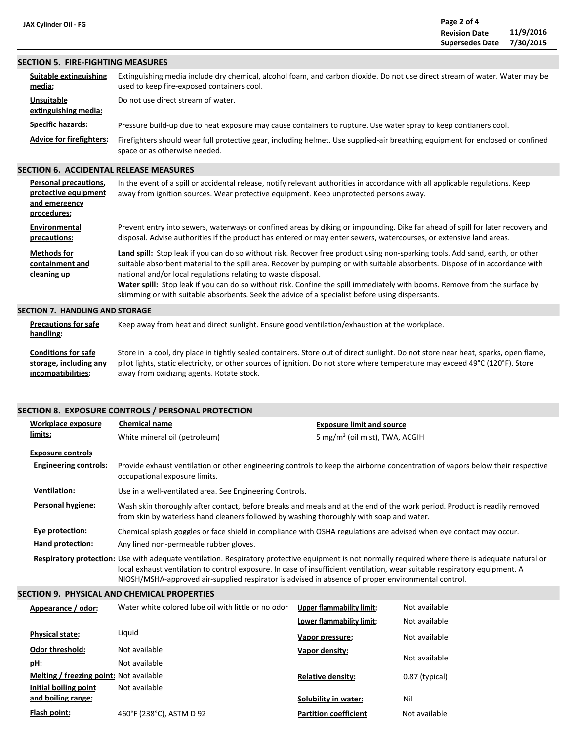## SECTION 5. FIRE-FIGHTING MEASURES

**Suitable extinguishing media:** Extinguishing media include dry chemical, alcohol foam, and carbon dioxide. Do not use direct stream of water. Water may be used to keep fire-exposed containers cool.

**Unsuitable extinguishing media:** Do not use direct stream of water.

**Specific hazards:** Pressure build-up due to heat exposure may cause containers to rupture. Use water spray to keep contianers cool.

**Advice for firefighters:** Firefighters should wear full protective gear, including helmet. Use supplied-air breathing equipment for enclosed or confined space or as otherwise needed.

## SECTION 6. ACCIDENTAL RELEASE MEASURES

**Personal precautions, protective equipment and emergency procedures:** In the event of a spill or accidental release, notify relevant authorities in accordance with all applicable regulations. Keep away from ignition sources. Wear protective equipment. Keep unprotected persons away.

**Environmental precautions:** Prevent entry into sewers, waterways or confined areas by diking or impounding. Dike far ahead of spill for later recovery and disposal. Advise authorities if the product has entered or may enter sewers, watercourses, or extensive land areas.

**Methods for containment and cleaning up**

**Land spill:** Stop leak if you can do so without risk. Recover free product using non-sparking tools. Add sand, earth, or other suitable absorbent material to the spill area. Recover by pumping or with suitable absorbents. Dispose of in accordance with national and/or local regulations relating to waste disposal.

**Water spill:** Stop leak if you can do so without risk. Confine the spill immediately with booms. Remove from the surface by skimming or with suitable absorbents. Seek the advice of a specialist before using dispersants.

## SECTION 7. HANDLING AND STORAGE

**Precautions for safe handling:** Keep away from heat and direct sunlight. Ensure good ventilation/exhaustion at the workplace.

**Conditions for safe storage, including any incompatibilities:** Store in a cool, dry place in tightly sealed containers. Store out of direct sunlight. Do not store near heat, sparks, open flame, pilot lights, static electricity, or other sources of ignition. Do not store where temperature may exceed 49°C (120°F). Store away from oxidizing agents. Rotate stock.

## SECTION 8. EXPOSURE CONTROLS / PERSONAL PROTECTION

**Workplace exposure limits:**

| Chemical name | Exposure limit and source |
|---|---|
| White mineral oil (petroleum) | 5 mg/m³ (oil mist), TWA, ACGIH |

**Exposure controls**

**Engineering controls:** Provide exhaust ventilation or other engineering controls to keep the airborne concentration of vapors below their respective occupational exposure limits.

**Ventilation:** Use in a well-ventilated area. See Engineering Controls.

**Personal hygiene:** Wash skin thoroughly after contact, before breaks and meals and at the end of the work period. Product is readily removed from skin by waterless hand cleaners followed by washing thoroughly with soap and water.

**Eye protection:** Chemical splash goggles or face shield in compliance with OSHA regulations are advised when eye contact may occur.

**Hand protection:** Any lined non-permeable rubber gloves.

**Respiratory protection:** Use with adequate ventilation. Respiratory protective equipment is not normally required where there is adequate natural or local exhaust ventilation to control exposure. In case of insufficient ventilation, wear suitable respiratory equipment. A NIOSH/MSHA-approved air-supplied respirator is advised in absence of proper environmental control.

## SECTION 9. PHYSICAL AND CHEMICAL PROPERTIES

| Property | Value | Property | Value |
|---|---|---|---|
| **Appearance / odor:** | Water white colored lube oil with little or no odor | **Upper flammability limit:** | Not available |
| | | **Lower flammability limit:** | Not available |
| **Physical state:** | Liquid | **Vapor pressure:** | Not available |
| **Odor threshold:** | Not available | **Vapor density:** | Not available |
| **pH:** | Not available | | |
| **Melting / freezing point:** | Not available | **Relative density:** | 0.87 (typical) |
| **Initial boiling point and boiling range:** | Not available | **Solubility in water:** | Nil |
| **Flash point:** | 460°F (238°C), ASTM D 92 | **Partition coefficient** | Not available |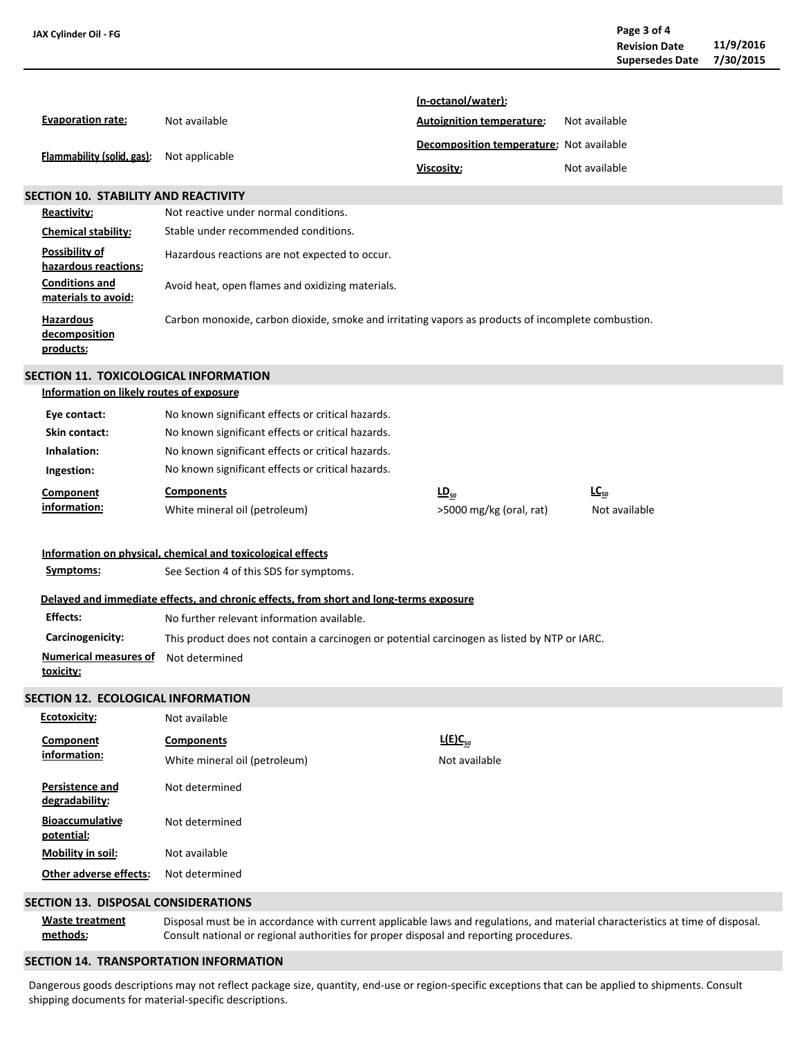| | | | |
|---|---|---|---|
| | | **(n-octanol/water):** | |
| **Evaporation rate:** | Not available | **Autoignition temperature:** | Not available |
| **Flammability (solid, gas):** | Not applicable | **Decomposition temperature:** | Not available |
| | | **Viscosity:** | Not available |

## SECTION 10. STABILITY AND REACTIVITY

**Reactivity:** Not reactive under normal conditions.

**Chemical stability:** Stable under recommended conditions.

**Possibility of hazardous reactions:** Hazardous reactions are not expected to occur.

**Conditions and materials to avoid:** Avoid heat, open flames and oxidizing materials.

**Hazardous decomposition products:** Carbon monoxide, carbon dioxide, smoke and irritating vapors as products of incomplete combustion.

## SECTION 11. TOXICOLOGICAL INFORMATION

**Information on likely routes of exposure**

**Eye contact:** No known significant effects or critical hazards.

**Skin contact:** No known significant effects or critical hazards.

**Inhalation:** No known significant effects or critical hazards.

**Ingestion:** No known significant effects or critical hazards.

**Component information:**

| Components | $LD_{50}$ | $LC_{50}$ |
|---|---|---|
| White mineral oil (petroleum) | >5000 mg/kg (oral, rat) | Not available |

**Information on physical, chemical and toxicological effects**

**Symptoms:** See Section 4 of this SDS for symptoms.

**Delayed and immediate effects, and chronic effects, from short and long-terms exposure**

**Effects:** No further relevant information available.

**Carcinogenicity:** This product does not contain a carcinogen or potential carcinogen as listed by NTP or IARC.

**Numerical measures of toxicity:** Not determined

## SECTION 12. ECOLOGICAL INFORMATION

**Ecotoxicity:** Not available

**Component information:**

| Components | $L(E)C_{50}$ |
|---|---|
| White mineral oil (petroleum) | Not available |

**Persistence and degradability:** Not determined

**Bioaccumulative potential:** Not determined

**Mobility in soil:** Not available

**Other adverse effects:** Not determined

## SECTION 13. DISPOSAL CONSIDERATIONS

**Waste treatment methods:** Disposal must be in accordance with current applicable laws and regulations, and material characteristics at time of disposal. Consult national or regional authorities for proper disposal and reporting procedures.

## SECTION 14. TRANSPORTATION INFORMATION

Dangerous goods descriptions may not reflect package size, quantity, end-use or region-specific exceptions that can be applied to shipments. Consult shipping documents for material-specific descriptions.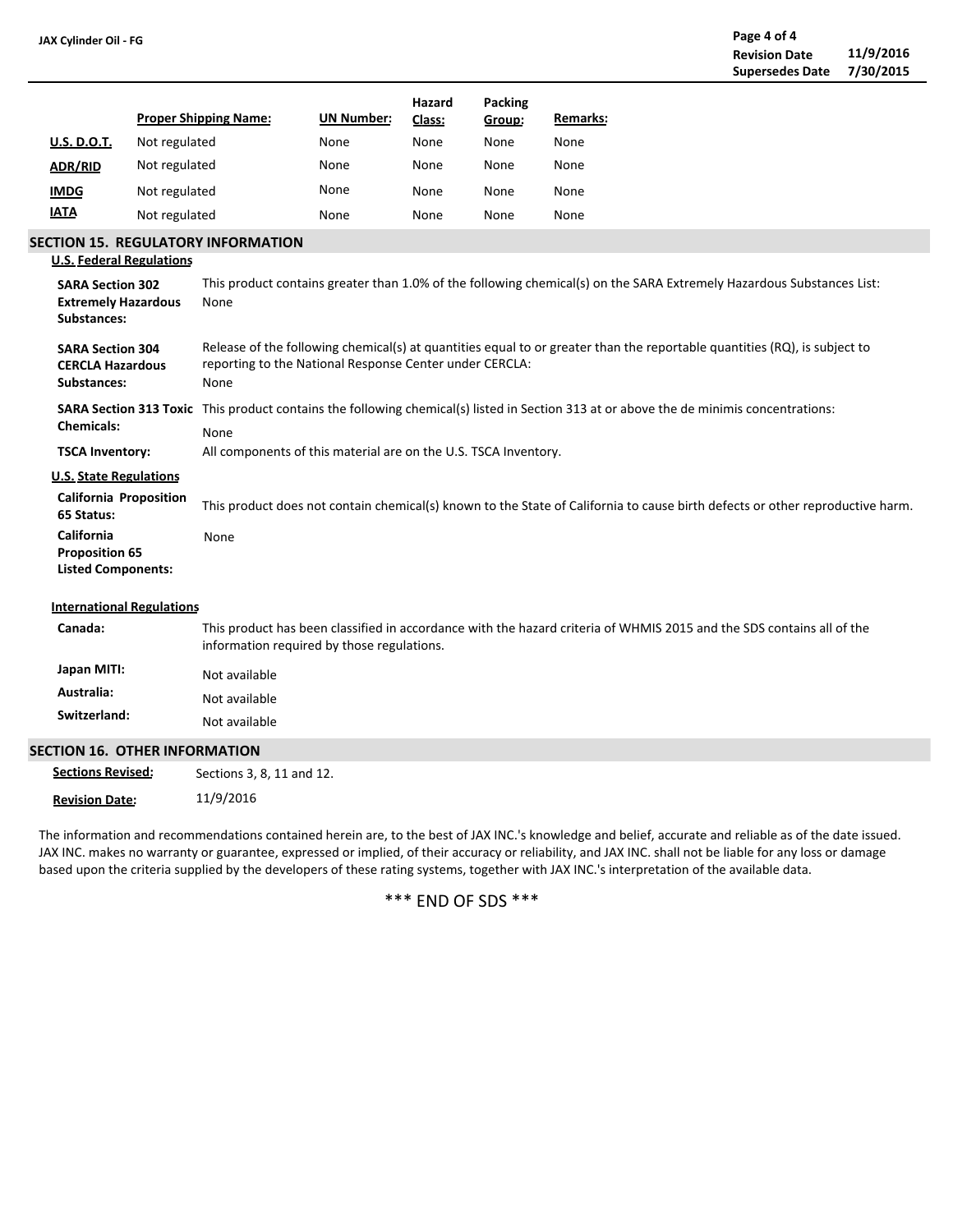| | Proper Shipping Name: | UN Number: | Hazard Class: | Packing Group: | Remarks: |
|---|---|---|---|---|---|
| U.S. D.O.T. | Not regulated | None | None | None | None |
| ADR/RID | Not regulated | None | None | None | None |
| IMDG | Not regulated | None | None | None | None |
| IATA | Not regulated | None | None | None | None |

## SECTION 15. REGULATORY INFORMATION

### U.S. Federal Regulations

**SARA Section 302 Extremely Hazardous Substances:** This product contains greater than 1.0% of the following chemical(s) on the SARA Extremely Hazardous Substances List:
None

**SARA Section 304 CERCLA Hazardous Substances:** Release of the following chemical(s) at quantities equal to or greater than the reportable quantities (RQ), is subject to reporting to the National Response Center under CERCLA:
None

**SARA Section 313 Toxic Chemicals:** This product contains the following chemical(s) listed in Section 313 at or above the de minimis concentrations:
None

**TSCA Inventory:** All components of this material are on the U.S. TSCA Inventory.

### U.S. State Regulations

**California Proposition 65 Status:** This product does not contain chemical(s) known to the State of California to cause birth defects or other reproductive harm.

**California Proposition 65 Listed Components:** None

### International Regulations

**Canada:** This product has been classified in accordance with the hazard criteria of WHMIS 2015 and the SDS contains all of the information required by those regulations.

**Japan MITI:** Not available

**Australia:** Not available

**Switzerland:** Not available

## SECTION 16. OTHER INFORMATION

**Sections Revised:** Sections 3, 8, 11 and 12.

**Revision Date:** 11/9/2016

The information and recommendations contained herein are, to the best of JAX INC.'s knowledge and belief, accurate and reliable as of the date issued. JAX INC. makes no warranty or guarantee, expressed or implied, of their accuracy or reliability, and JAX INC. shall not be liable for any loss or damage based upon the criteria supplied by the developers of these rating systems, together with JAX INC.'s interpretation of the available data.

*** END OF SDS ***